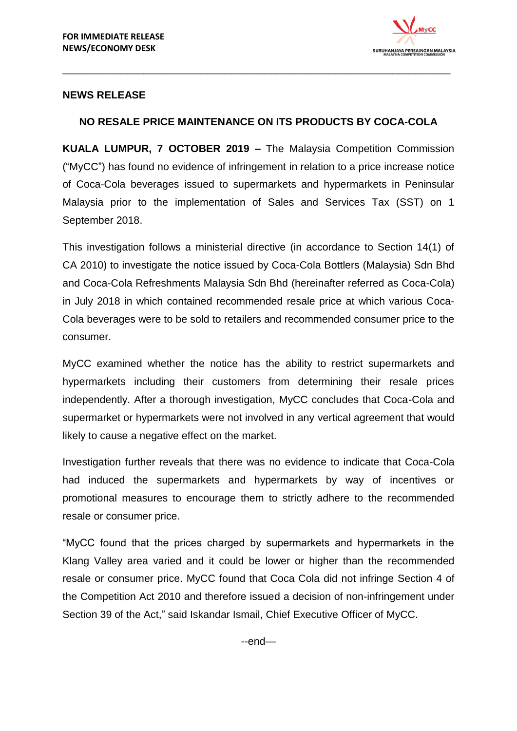**FOR IMMEDIATE RELEASE**
**NEWS/ECONOMY DESK**

SURUHANJAYA PERSAINGAN MALAYSIA
MALAYSIA COMPETITION COMMISSION

---

**NEWS RELEASE**

## NO RESALE PRICE MAINTENANCE ON ITS PRODUCTS BY COCA-COLA

**KUALA LUMPUR, 7 OCTOBER 2019 –** The Malaysia Competition Commission ("MyCC") has found no evidence of infringement in relation to a price increase notice of Coca-Cola beverages issued to supermarkets and hypermarkets in Peninsular Malaysia prior to the implementation of Sales and Services Tax (SST) on 1 September 2018.

This investigation follows a ministerial directive (in accordance to Section 14(1) of CA 2010) to investigate the notice issued by Coca-Cola Bottlers (Malaysia) Sdn Bhd and Coca-Cola Refreshments Malaysia Sdn Bhd (hereinafter referred as Coca-Cola) in July 2018 in which contained recommended resale price at which various Coca-Cola beverages were to be sold to retailers and recommended consumer price to the consumer.

MyCC examined whether the notice has the ability to restrict supermarkets and hypermarkets including their customers from determining their resale prices independently. After a thorough investigation, MyCC concludes that Coca-Cola and supermarket or hypermarkets were not involved in any vertical agreement that would likely to cause a negative effect on the market.

Investigation further reveals that there was no evidence to indicate that Coca-Cola had induced the supermarkets and hypermarkets by way of incentives or promotional measures to encourage them to strictly adhere to the recommended resale or consumer price.

"MyCC found that the prices charged by supermarkets and hypermarkets in the Klang Valley area varied and it could be lower or higher than the recommended resale or consumer price. MyCC found that Coca Cola did not infringe Section 4 of the Competition Act 2010 and therefore issued a decision of non-infringement under Section 39 of the Act," said Iskandar Ismail, Chief Executive Officer of MyCC.

--end—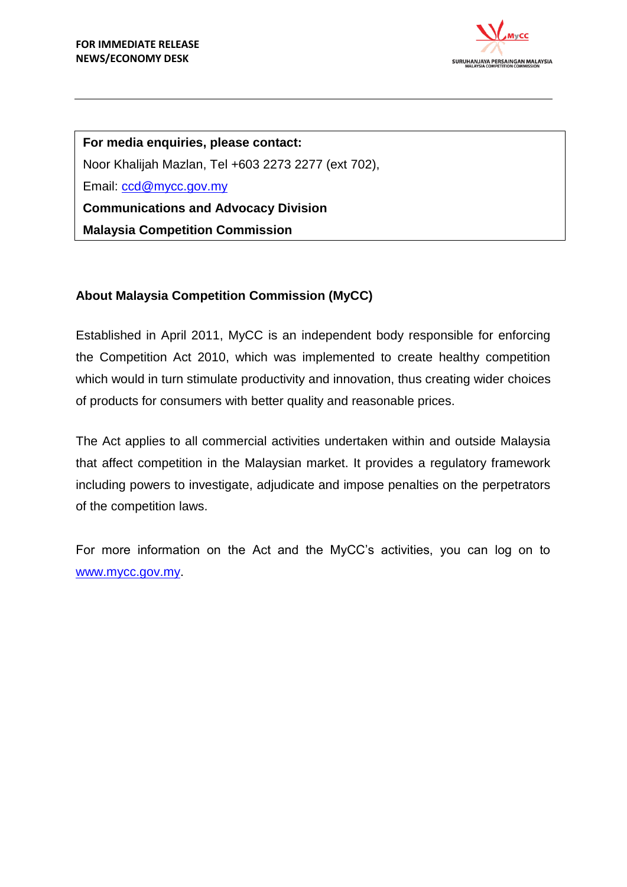**FOR IMMEDIATE RELEASE**
**NEWS/ECONOMY DESK**

---

**For media enquiries, please contact:**
Noor Khalijah Mazlan, Tel +603 2273 2277 (ext 702),
Email: ccd@mycc.gov.my
**Communications and Advocacy Division**
**Malaysia Competition Commission**

### About Malaysia Competition Commission (MyCC)

Established in April 2011, MyCC is an independent body responsible for enforcing the Competition Act 2010, which was implemented to create healthy competition which would in turn stimulate productivity and innovation, thus creating wider choices of products for consumers with better quality and reasonable prices.

The Act applies to all commercial activities undertaken within and outside Malaysia that affect competition in the Malaysian market. It provides a regulatory framework including powers to investigate, adjudicate and impose penalties on the perpetrators of the competition laws.

For more information on the Act and the MyCC's activities, you can log on to www.mycc.gov.my.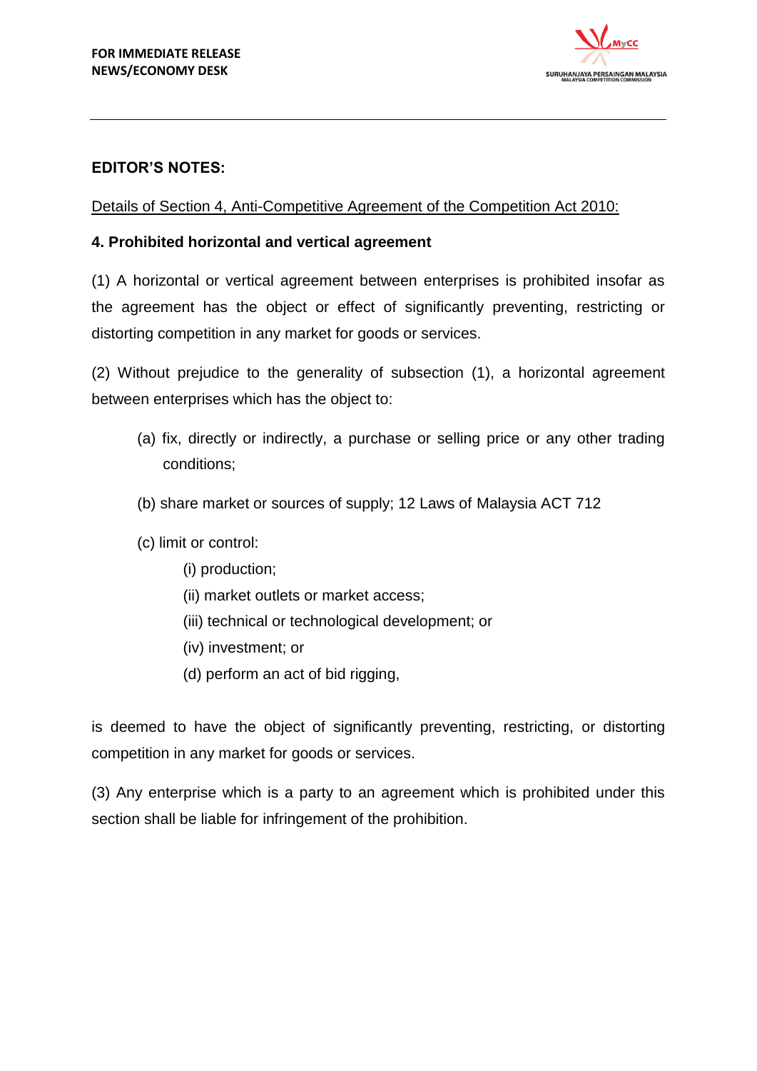FOR IMMEDIATE RELEASE
NEWS/ECONOMY DESK

## EDITOR'S NOTES:

Details of Section 4, Anti-Competitive Agreement of the Competition Act 2010:

### 4. Prohibited horizontal and vertical agreement

(1) A horizontal or vertical agreement between enterprises is prohibited insofar as the agreement has the object or effect of significantly preventing, restricting or distorting competition in any market for goods or services.

(2) Without prejudice to the generality of subsection (1), a horizontal agreement between enterprises which has the object to:

- (a) fix, directly or indirectly, a purchase or selling price or any other trading conditions;
- (b) share market or sources of supply; 12 Laws of Malaysia ACT 712
- (c) limit or control:
  - (i) production;
  - (ii) market outlets or market access;
  - (iii) technical or technological development; or
  - (iv) investment; or
  - (d) perform an act of bid rigging,

is deemed to have the object of significantly preventing, restricting, or distorting competition in any market for goods or services.

(3) Any enterprise which is a party to an agreement which is prohibited under this section shall be liable for infringement of the prohibition.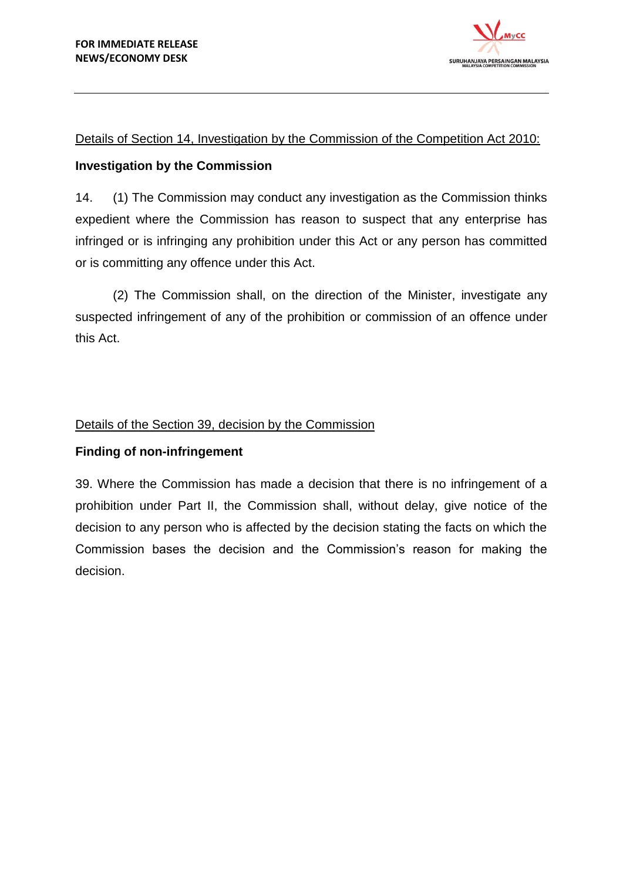Details of Section 14, Investigation by the Commission of the Competition Act 2010:

**Investigation by the Commission**

14. (1) The Commission may conduct any investigation as the Commission thinks expedient where the Commission has reason to suspect that any enterprise has infringed or is infringing any prohibition under this Act or any person has committed or is committing any offence under this Act.

(2) The Commission shall, on the direction of the Minister, investigate any suspected infringement of any of the prohibition or commission of an offence under this Act.

Details of the Section 39, decision by the Commission

**Finding of non-infringement**

39. Where the Commission has made a decision that there is no infringement of a prohibition under Part II, the Commission shall, without delay, give notice of the decision to any person who is affected by the decision stating the facts on which the Commission bases the decision and the Commission's reason for making the decision.